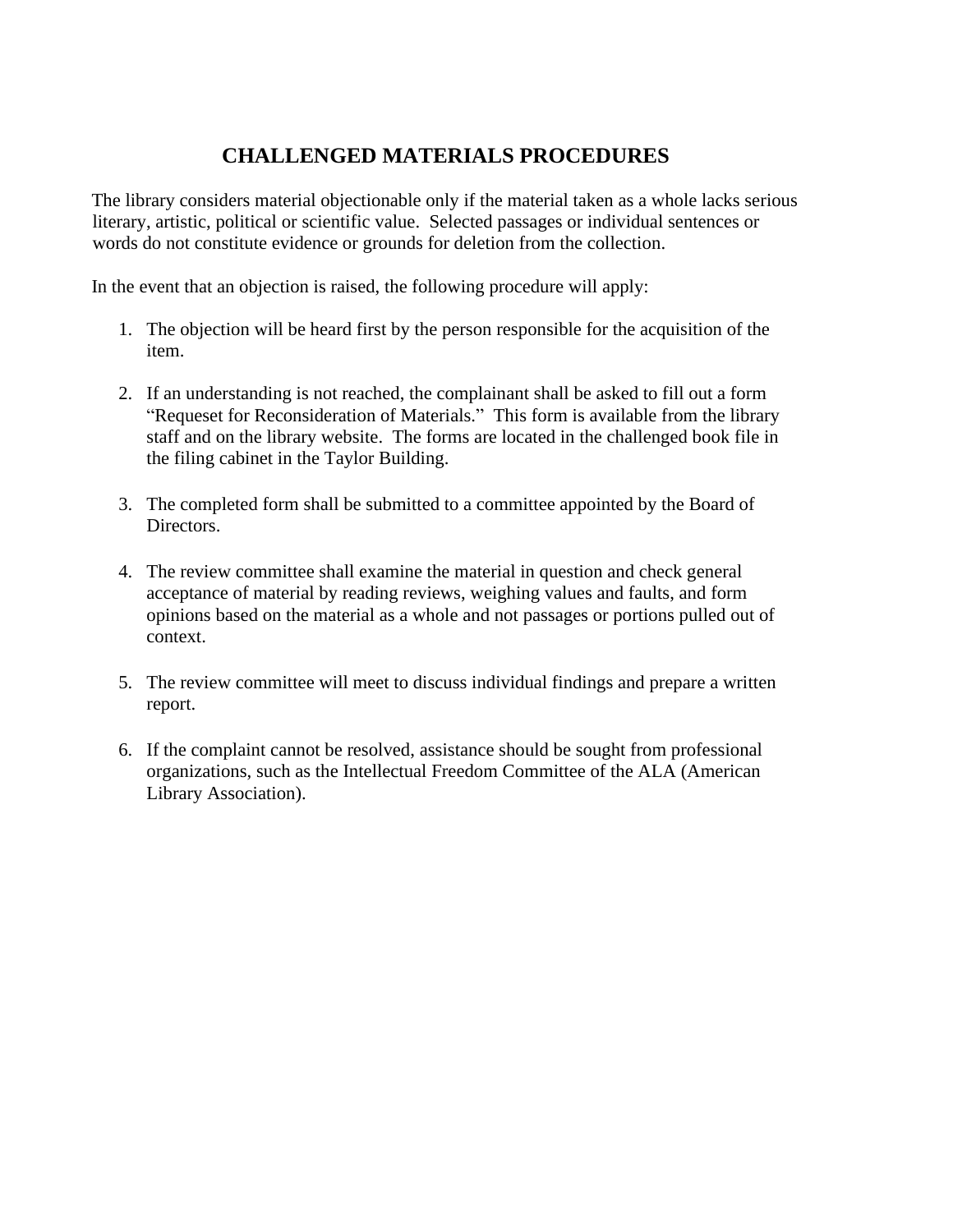# CHALLENGED MATERIALS PROCEDURES

The library considers material objectionable only if the material taken as a whole lacks serious literary, artistic, political or scientific value. Selected passages or individual sentences or words do not constitute evidence or grounds for deletion from the collection.

In the event that an objection is raised, the following procedure will apply:

1. The objection will be heard first by the person responsible for the acquisition of the item.

2. If an understanding is not reached, the complainant shall be asked to fill out a form "Requeset for Reconsideration of Materials." This form is available from the library staff and on the library website. The forms are located in the challenged book file in the filing cabinet in the Taylor Building.

3. The completed form shall be submitted to a committee appointed by the Board of Directors.

4. The review committee shall examine the material in question and check general acceptance of material by reading reviews, weighing values and faults, and form opinions based on the material as a whole and not passages or portions pulled out of context.

5. The review committee will meet to discuss individual findings and prepare a written report.

6. If the complaint cannot be resolved, assistance should be sought from professional organizations, such as the Intellectual Freedom Committee of the ALA (American Library Association).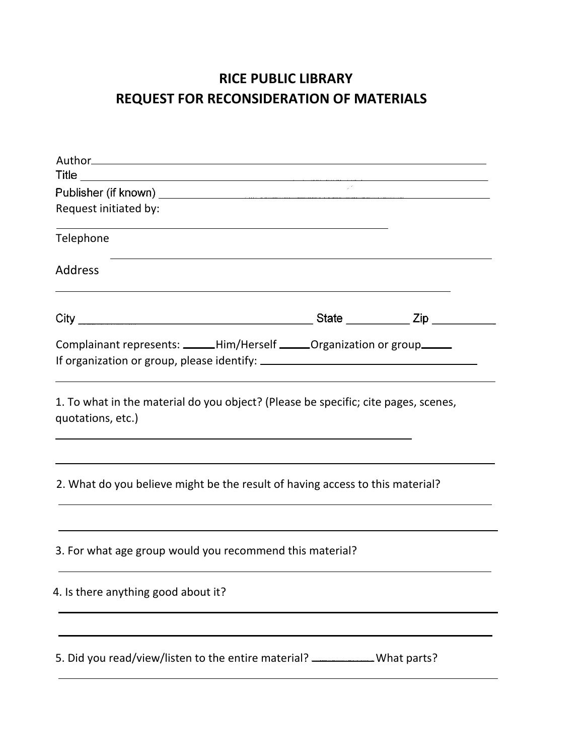# RICE PUBLIC LIBRARY
## REQUEST FOR RECONSIDERATION OF MATERIALS

Author ______________________________________________________________

Title ______________________________________________________________

Publisher (if known) ______________________________________________________

Request initiated by:

______________________________________________________________

Telephone

______________________________________________________________

Address

______________________________________________________________

City ______________________________ State __________ Zip __________

Complainant represents: _____Him/Herself _____Organization or group_____

If organization or group, please identify: ______________________________

______________________________________________________________

1. To what in the material do you object? (Please be specific; cite pages, scenes, quotations, etc.)

______________________________________________________________

______________________________________________________________

2. What do you believe might be the result of having access to this material?

______________________________________________________________

______________________________________________________________

3. For what age group would you recommend this material?

______________________________________________________________

4. Is there anything good about it?

______________________________________________________________

______________________________________________________________

5. Did you read/view/listen to the entire material? ____________ What parts?

______________________________________________________________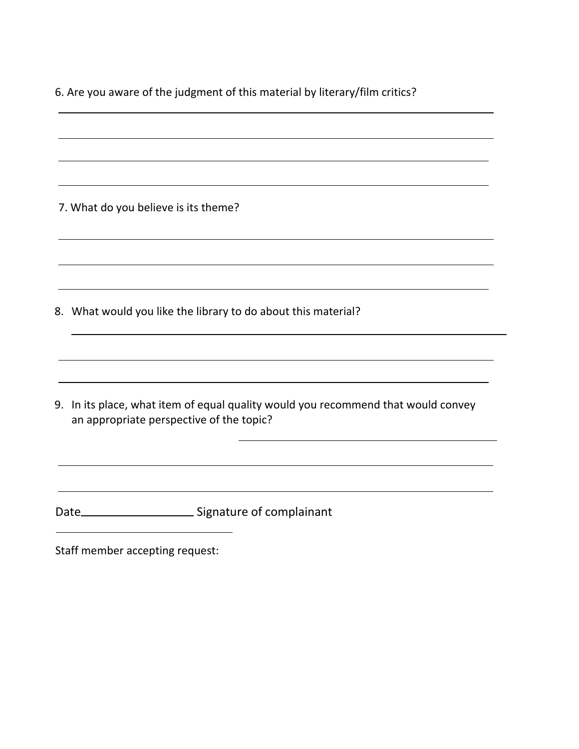6. Are you aware of the judgment of this material by literary/film critics?

7. What do you believe is its theme?

8. What would you like the library to do about this material?

9. In its place, what item of equal quality would you recommend that would convey an appropriate perspective of the topic?

Date\_\_\_\_\_\_\_\_\_\_\_\_\_\_\_\_ Signature of complainant

Staff member accepting request: